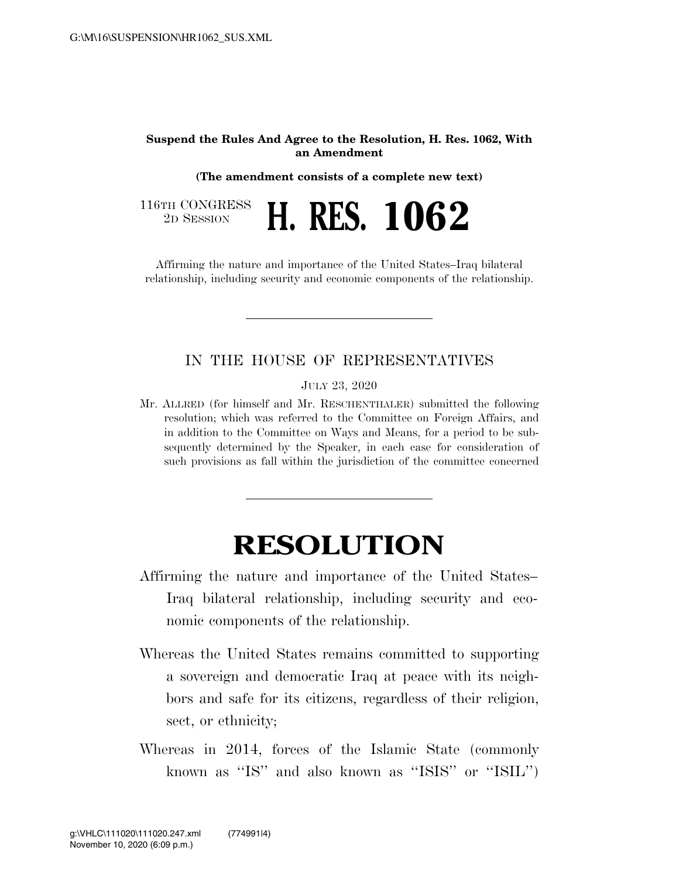**Suspend the Rules And Agree to the Resolution, H. Res. 1062, With an Amendment**

**(The amendment consists of a complete new text)**

116TH CONGRESS
2D SESSION

# H. RES. 1062

Affirming the nature and importance of the United States–Iraq bilateral relationship, including security and economic components of the relationship.

---

IN THE HOUSE OF REPRESENTATIVES

JULY 23, 2020

Mr. ALLRED (for himself and Mr. RESCHENTHALER) submitted the following resolution; which was referred to the Committee on Foreign Affairs, and in addition to the Committee on Ways and Means, for a period to be subsequently determined by the Speaker, in each case for consideration of such provisions as fall within the jurisdiction of the committee concerned

---

# RESOLUTION

Affirming the nature and importance of the United States–Iraq bilateral relationship, including security and economic components of the relationship.

Whereas the United States remains committed to supporting a sovereign and democratic Iraq at peace with its neighbors and safe for its citizens, regardless of their religion, sect, or ethnicity;

Whereas in 2014, forces of the Islamic State (commonly known as ''IS'' and also known as ''ISIS'' or ''ISIL'')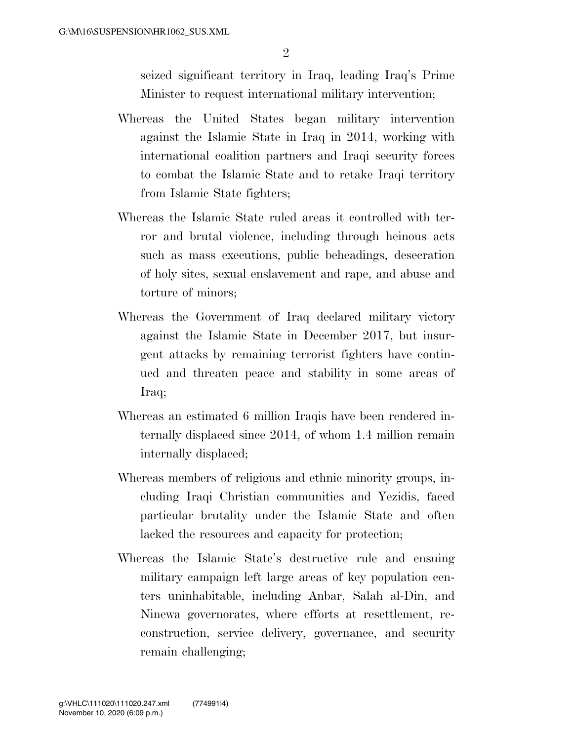seized significant territory in Iraq, leading Iraq's Prime Minister to request international military intervention;

Whereas the United States began military intervention against the Islamic State in Iraq in 2014, working with international coalition partners and Iraqi security forces to combat the Islamic State and to retake Iraqi territory from Islamic State fighters;

Whereas the Islamic State ruled areas it controlled with terror and brutal violence, including through heinous acts such as mass executions, public beheadings, desecration of holy sites, sexual enslavement and rape, and abuse and torture of minors;

Whereas the Government of Iraq declared military victory against the Islamic State in December 2017, but insurgent attacks by remaining terrorist fighters have continued and threaten peace and stability in some areas of Iraq;

Whereas an estimated 6 million Iraqis have been rendered internally displaced since 2014, of whom 1.4 million remain internally displaced;

Whereas members of religious and ethnic minority groups, including Iraqi Christian communities and Yezidis, faced particular brutality under the Islamic State and often lacked the resources and capacity for protection;

Whereas the Islamic State's destructive rule and ensuing military campaign left large areas of key population centers uninhabitable, including Anbar, Salah al-Din, and Ninewa governorates, where efforts at resettlement, reconstruction, service delivery, governance, and security remain challenging;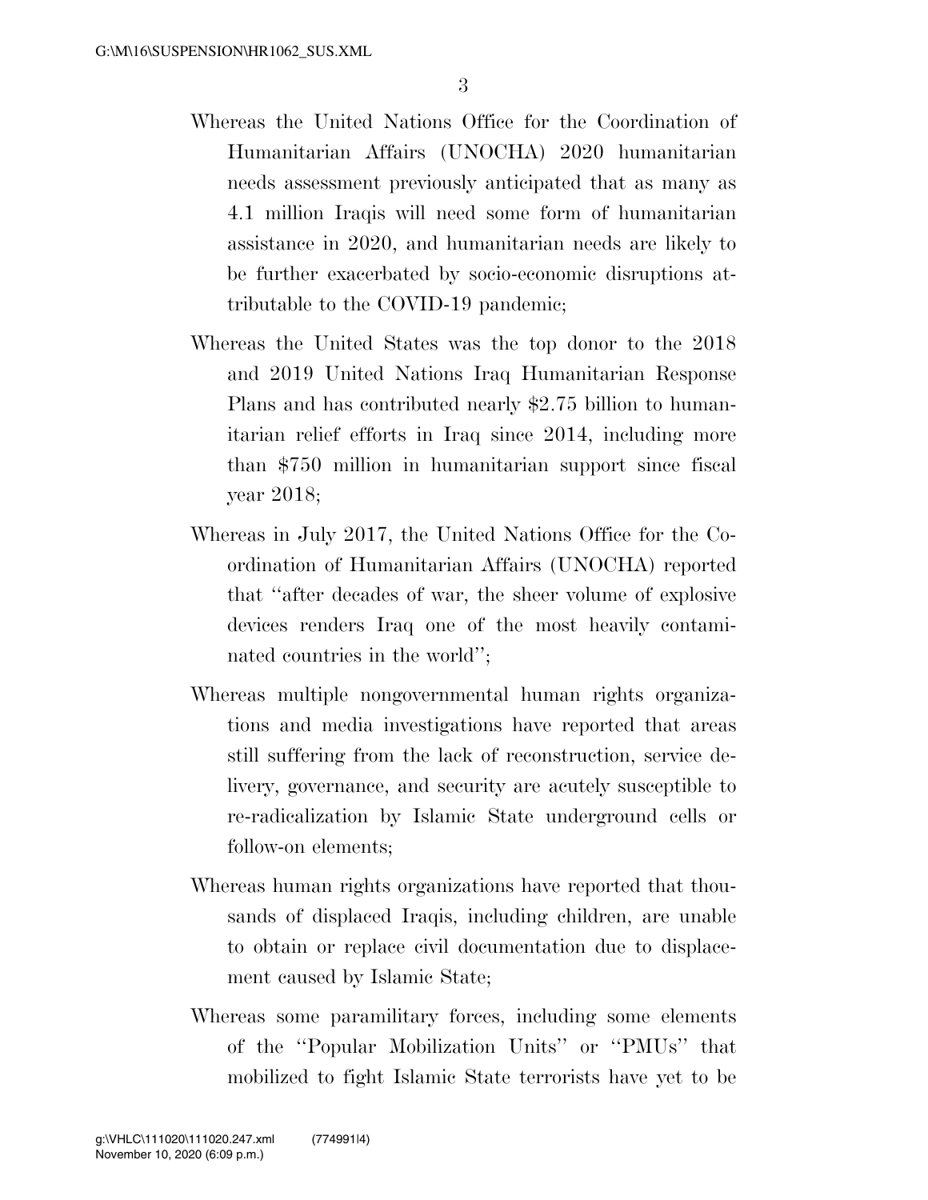Whereas the United Nations Office for the Coordination of Humanitarian Affairs (UNOCHA) 2020 humanitarian needs assessment previously anticipated that as many as 4.1 million Iraqis will need some form of humanitarian assistance in 2020, and humanitarian needs are likely to be further exacerbated by socio-economic disruptions attributable to the COVID-19 pandemic;

Whereas the United States was the top donor to the 2018 and 2019 United Nations Iraq Humanitarian Response Plans and has contributed nearly $2.75 billion to humanitarian relief efforts in Iraq since 2014, including more than $750 million in humanitarian support since fiscal year 2018;

Whereas in July 2017, the United Nations Office for the Coordination of Humanitarian Affairs (UNOCHA) reported that ''after decades of war, the sheer volume of explosive devices renders Iraq one of the most heavily contaminated countries in the world'';

Whereas multiple nongovernmental human rights organizations and media investigations have reported that areas still suffering from the lack of reconstruction, service delivery, governance, and security are acutely susceptible to re-radicalization by Islamic State underground cells or follow-on elements;

Whereas human rights organizations have reported that thousands of displaced Iraqis, including children, are unable to obtain or replace civil documentation due to displacement caused by Islamic State;

Whereas some paramilitary forces, including some elements of the ''Popular Mobilization Units'' or ''PMUs'' that mobilized to fight Islamic State terrorists have yet to be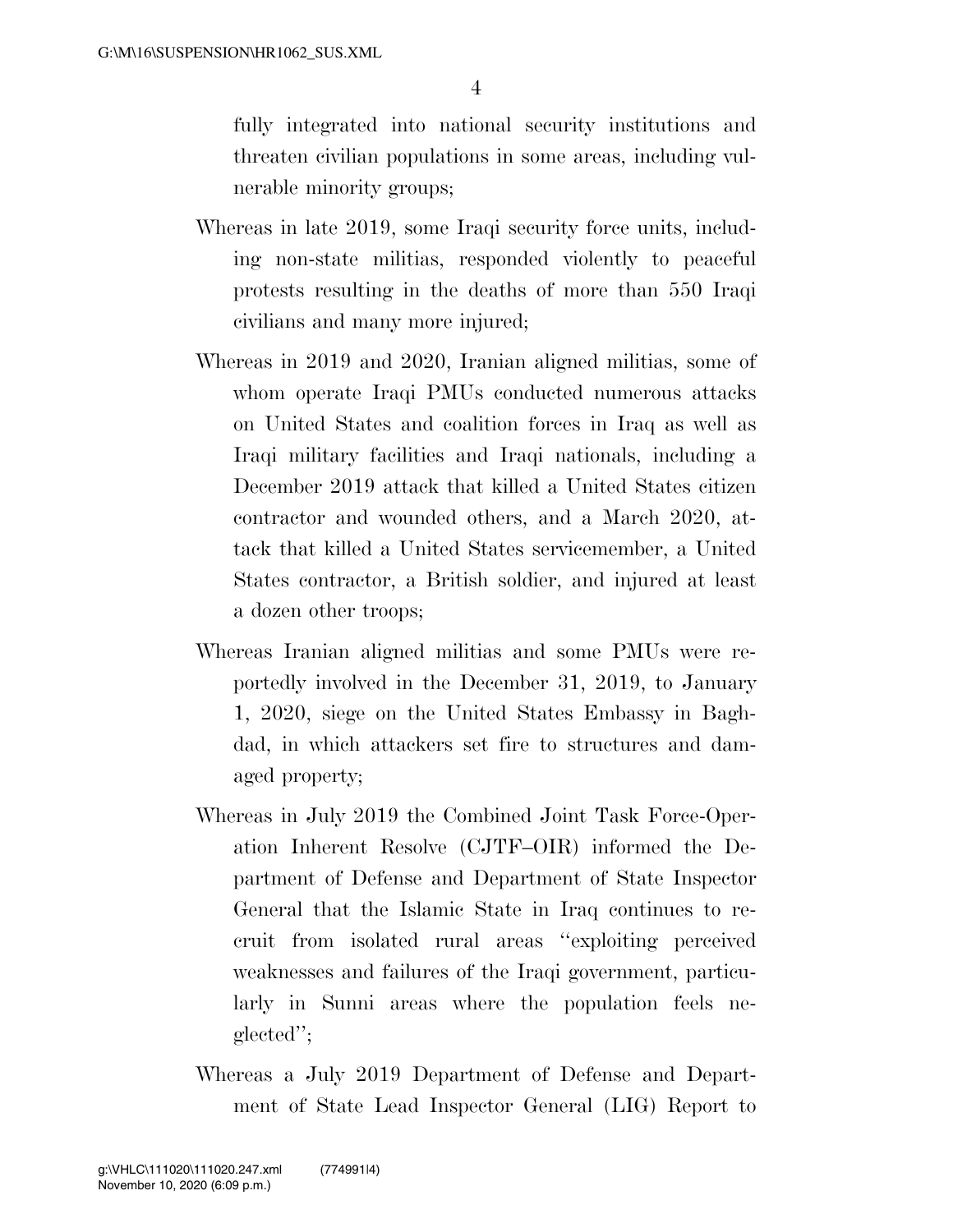fully integrated into national security institutions and threaten civilian populations in some areas, including vulnerable minority groups;

Whereas in late 2019, some Iraqi security force units, including non-state militias, responded violently to peaceful protests resulting in the deaths of more than 550 Iraqi civilians and many more injured;

Whereas in 2019 and 2020, Iranian aligned militias, some of whom operate Iraqi PMUs conducted numerous attacks on United States and coalition forces in Iraq as well as Iraqi military facilities and Iraqi nationals, including a December 2019 attack that killed a United States citizen contractor and wounded others, and a March 2020, attack that killed a United States servicemember, a United States contractor, a British soldier, and injured at least a dozen other troops;

Whereas Iranian aligned militias and some PMUs were reportedly involved in the December 31, 2019, to January 1, 2020, siege on the United States Embassy in Baghdad, in which attackers set fire to structures and damaged property;

Whereas in July 2019 the Combined Joint Task Force-Operation Inherent Resolve (CJTF–OIR) informed the Department of Defense and Department of State Inspector General that the Islamic State in Iraq continues to recruit from isolated rural areas ''exploiting perceived weaknesses and failures of the Iraqi government, particularly in Sunni areas where the population feels neglected'';

Whereas a July 2019 Department of Defense and Department of State Lead Inspector General (LIG) Report to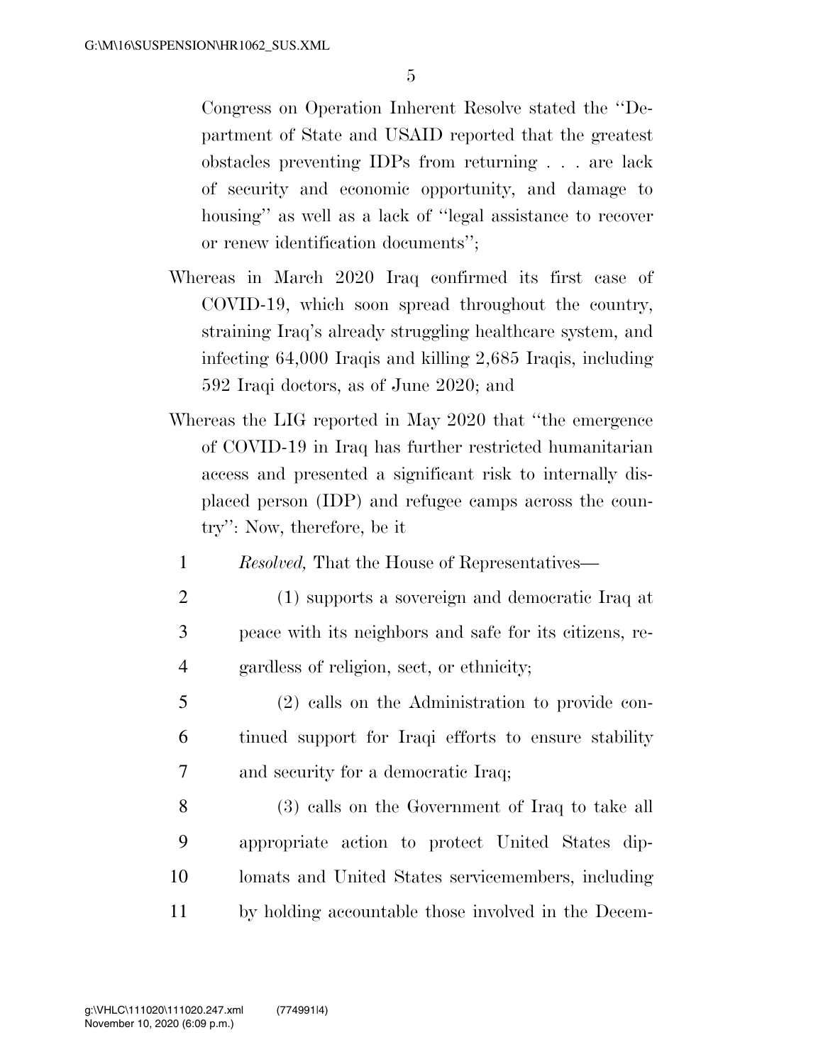Congress on Operation Inherent Resolve stated the "Department of State and USAID reported that the greatest obstacles preventing IDPs from returning . . . are lack of security and economic opportunity, and damage to housing" as well as a lack of "legal assistance to recover or renew identification documents";

Whereas in March 2020 Iraq confirmed its first case of COVID-19, which soon spread throughout the country, straining Iraq's already struggling healthcare system, and infecting 64,000 Iraqis and killing 2,685 Iraqis, including 592 Iraqi doctors, as of June 2020; and

Whereas the LIG reported in May 2020 that "the emergence of COVID-19 in Iraq has further restricted humanitarian access and presented a significant risk to internally displaced person (IDP) and refugee camps across the country": Now, therefore, be it

1 *Resolved,* That the House of Representatives—

2 (1) supports a sovereign and democratic Iraq at
3 peace with its neighbors and safe for its citizens, re-
4 gardless of religion, sect, or ethnicity;

5 (2) calls on the Administration to provide con-
6 tinued support for Iraqi efforts to ensure stability
7 and security for a democratic Iraq;

8 (3) calls on the Government of Iraq to take all
9 appropriate action to protect United States dip-
10 lomats and United States servicemembers, including
11 by holding accountable those involved in the Decem-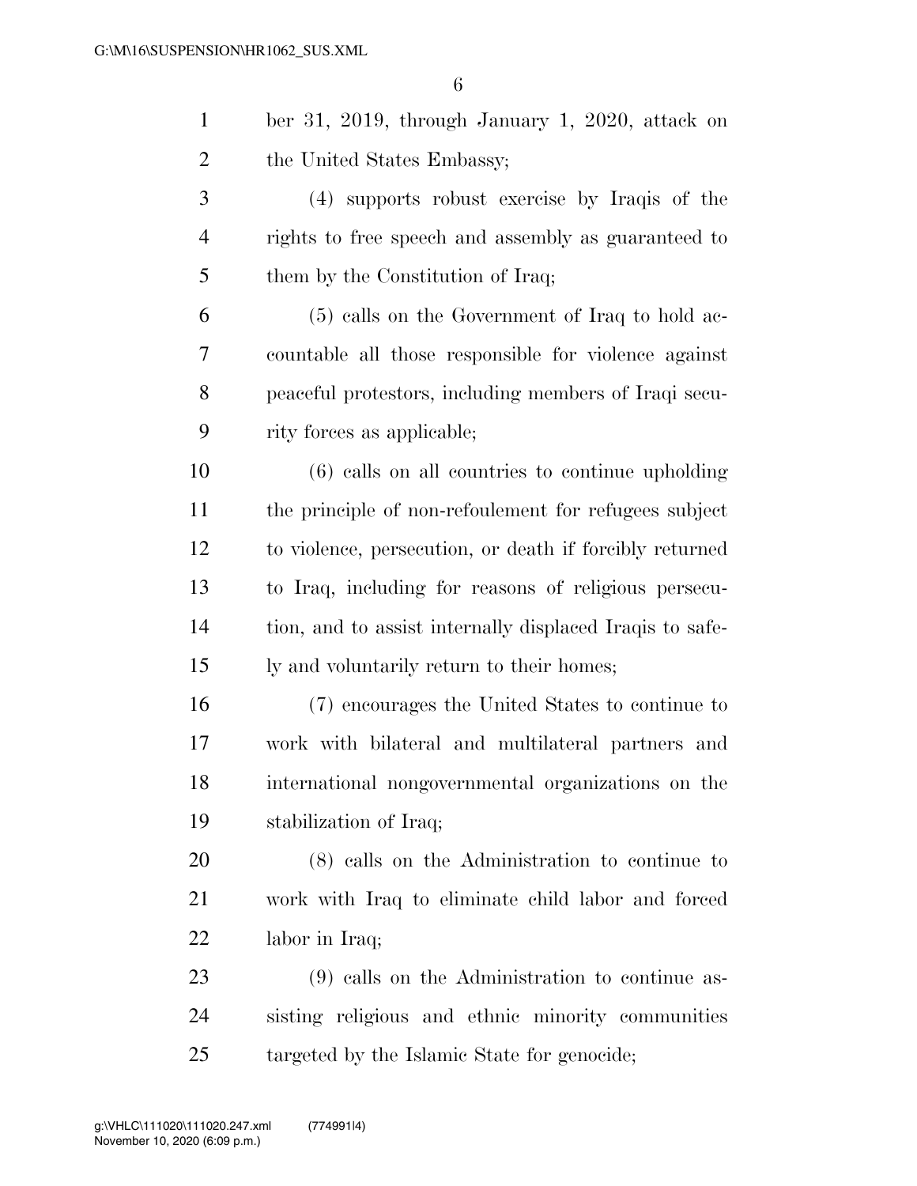ber 31, 2019, through January 1, 2020, attack on the United States Embassy;

(4) supports robust exercise by Iraqis of the rights to free speech and assembly as guaranteed to them by the Constitution of Iraq;

(5) calls on the Government of Iraq to hold accountable all those responsible for violence against peaceful protestors, including members of Iraqi security forces as applicable;

(6) calls on all countries to continue upholding the principle of non-refoulement for refugees subject to violence, persecution, or death if forcibly returned to Iraq, including for reasons of religious persecution, and to assist internally displaced Iraqis to safely and voluntarily return to their homes;

(7) encourages the United States to continue to work with bilateral and multilateral partners and international nongovernmental organizations on the stabilization of Iraq;

(8) calls on the Administration to continue to work with Iraq to eliminate child labor and forced labor in Iraq;

(9) calls on the Administration to continue assisting religious and ethnic minority communities targeted by the Islamic State for genocide;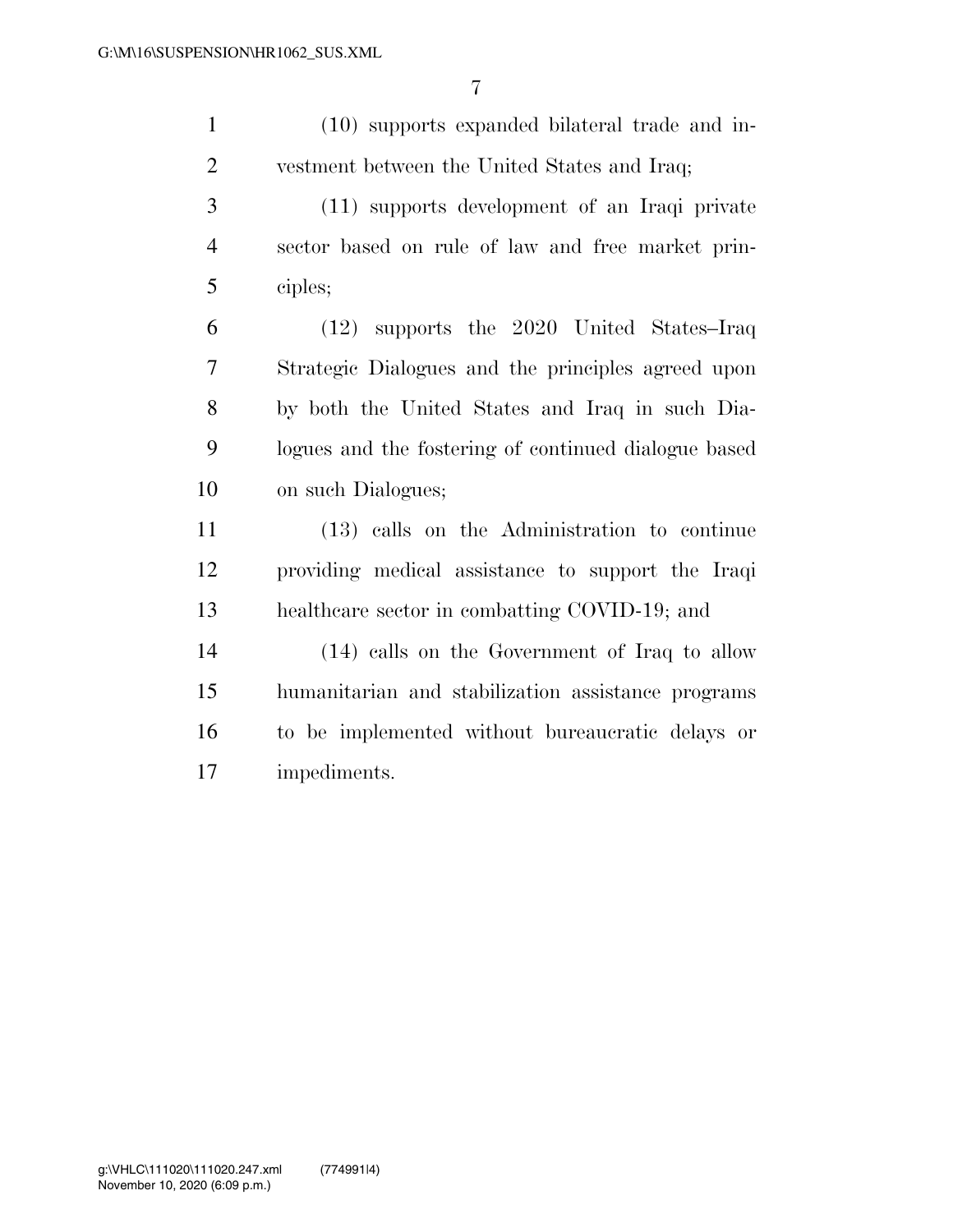(10) supports expanded bilateral trade and investment between the United States and Iraq;

(11) supports development of an Iraqi private sector based on rule of law and free market principles;

(12) supports the 2020 United States–Iraq Strategic Dialogues and the principles agreed upon by both the United States and Iraq in such Dialogues and the fostering of continued dialogue based on such Dialogues;

(13) calls on the Administration to continue providing medical assistance to support the Iraqi healthcare sector in combatting COVID-19; and

(14) calls on the Government of Iraq to allow humanitarian and stabilization assistance programs to be implemented without bureaucratic delays or impediments.